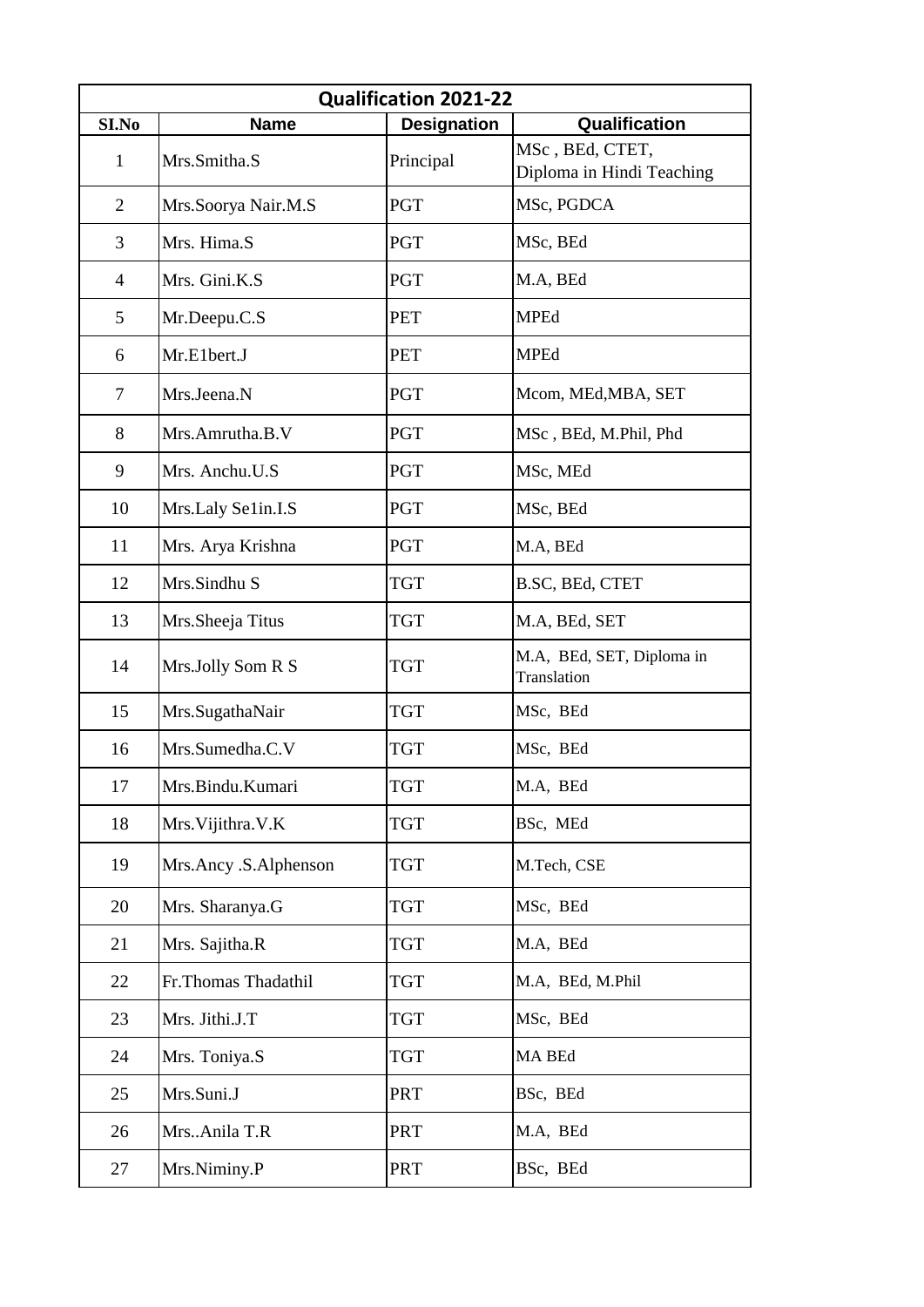| Qualification 2021-22 | | | |
|---|---|---|---|
| SI.No | Name | Designation | Qualification |
| 1 | Mrs.Smitha.S | Principal | MSc , BEd, CTET, Diploma in Hindi Teaching |
| 2 | Mrs.Soorya Nair.M.S | PGT | MSc, PGDCA |
| 3 | Mrs. Hima.S | PGT | MSc, BEd |
| 4 | Mrs. Gini.K.S | PGT | M.A, BEd |
| 5 | Mr.Deepu.C.S | PET | MPEd |
| 6 | Mr.E1bert.J | PET | MPEd |
| 7 | Mrs.Jeena.N | PGT | Mcom, MEd,MBA, SET |
| 8 | Mrs.Amrutha.B.V | PGT | MSc , BEd, M.Phil, Phd |
| 9 | Mrs. Anchu.U.S | PGT | MSc, MEd |
| 10 | Mrs.Laly Se1in.I.S | PGT | MSc, BEd |
| 11 | Mrs. Arya Krishna | PGT | M.A, BEd |
| 12 | Mrs.Sindhu S | TGT | B.SC, BEd, CTET |
| 13 | Mrs.Sheeja Titus | TGT | M.A, BEd, SET |
| 14 | Mrs.Jolly Som R S | TGT | M.A, BEd, SET, Diploma in Translation |
| 15 | Mrs.SugathaNair | TGT | MSc, BEd |
| 16 | Mrs.Sumedha.C.V | TGT | MSc, BEd |
| 17 | Mrs.Bindu.Kumari | TGT | M.A, BEd |
| 18 | Mrs.Vijithra.V.K | TGT | BSc, MEd |
| 19 | Mrs.Ancy .S.Alphenson | TGT | M.Tech, CSE |
| 20 | Mrs. Sharanya.G | TGT | MSc, BEd |
| 21 | Mrs. Sajitha.R | TGT | M.A, BEd |
| 22 | Fr.Thomas Thadathil | TGT | M.A, BEd, M.Phil |
| 23 | Mrs. Jithi.J.T | TGT | MSc, BEd |
| 24 | Mrs. Toniya.S | TGT | MA BEd |
| 25 | Mrs.Suni.J | PRT | BSc, BEd |
| 26 | Mrs..Anila T.R | PRT | M.A, BEd |
| 27 | Mrs.Niminy.P | PRT | BSc, BEd |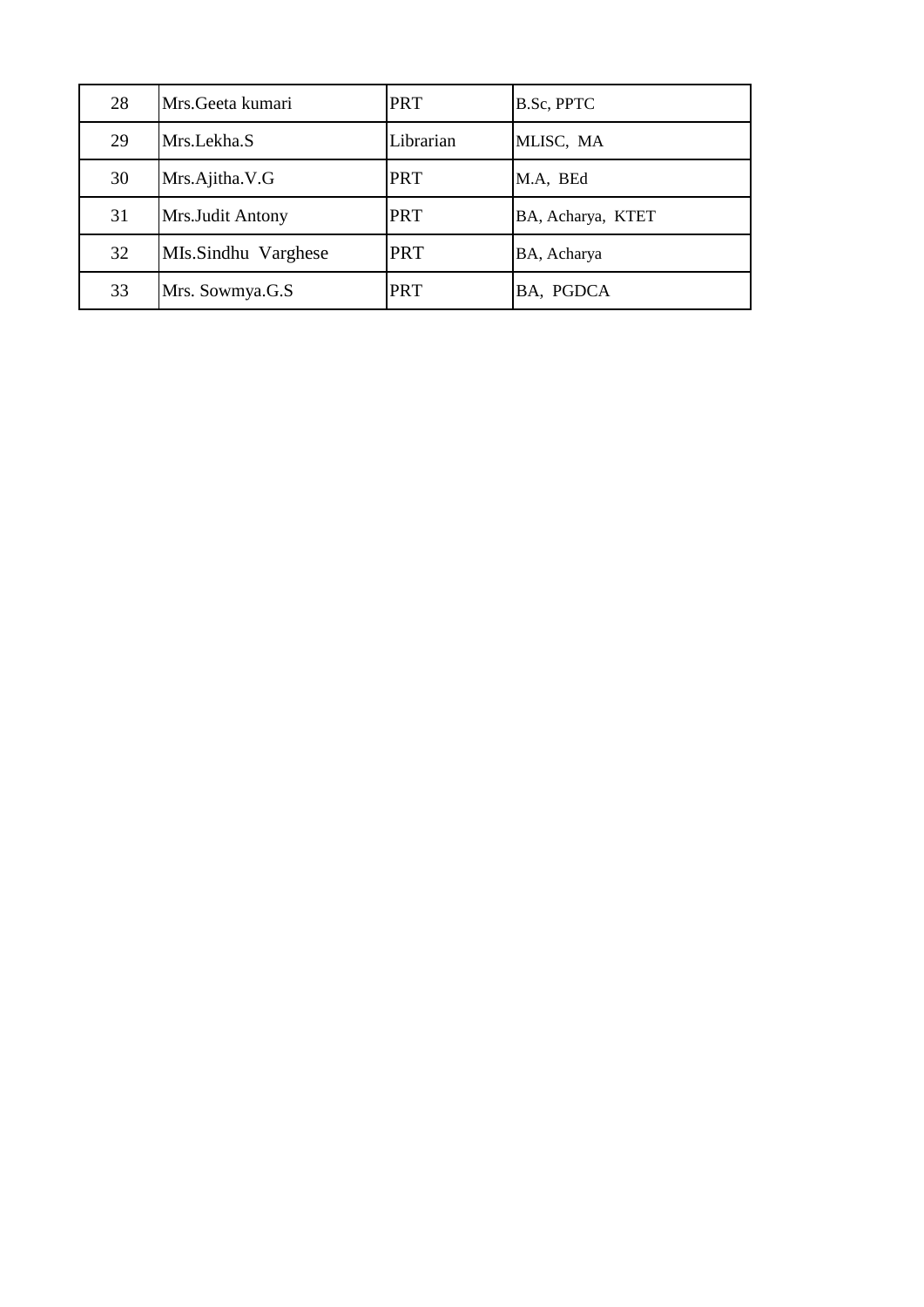| | | | |
|---|---|---|---|
| 28 | Mrs.Geeta kumari | PRT | B.Sc, PPTC |
| 29 | Mrs.Lekha.S | Librarian | MLISC, MA |
| 30 | Mrs.Ajitha.V.G | PRT | M.A, BEd |
| 31 | Mrs.Judit Antony | PRT | BA, Acharya, KTET |
| 32 | MIs.Sindhu Varghese | PRT | BA, Acharya |
| 33 | Mrs. Sowmya.G.S | PRT | BA, PGDCA |